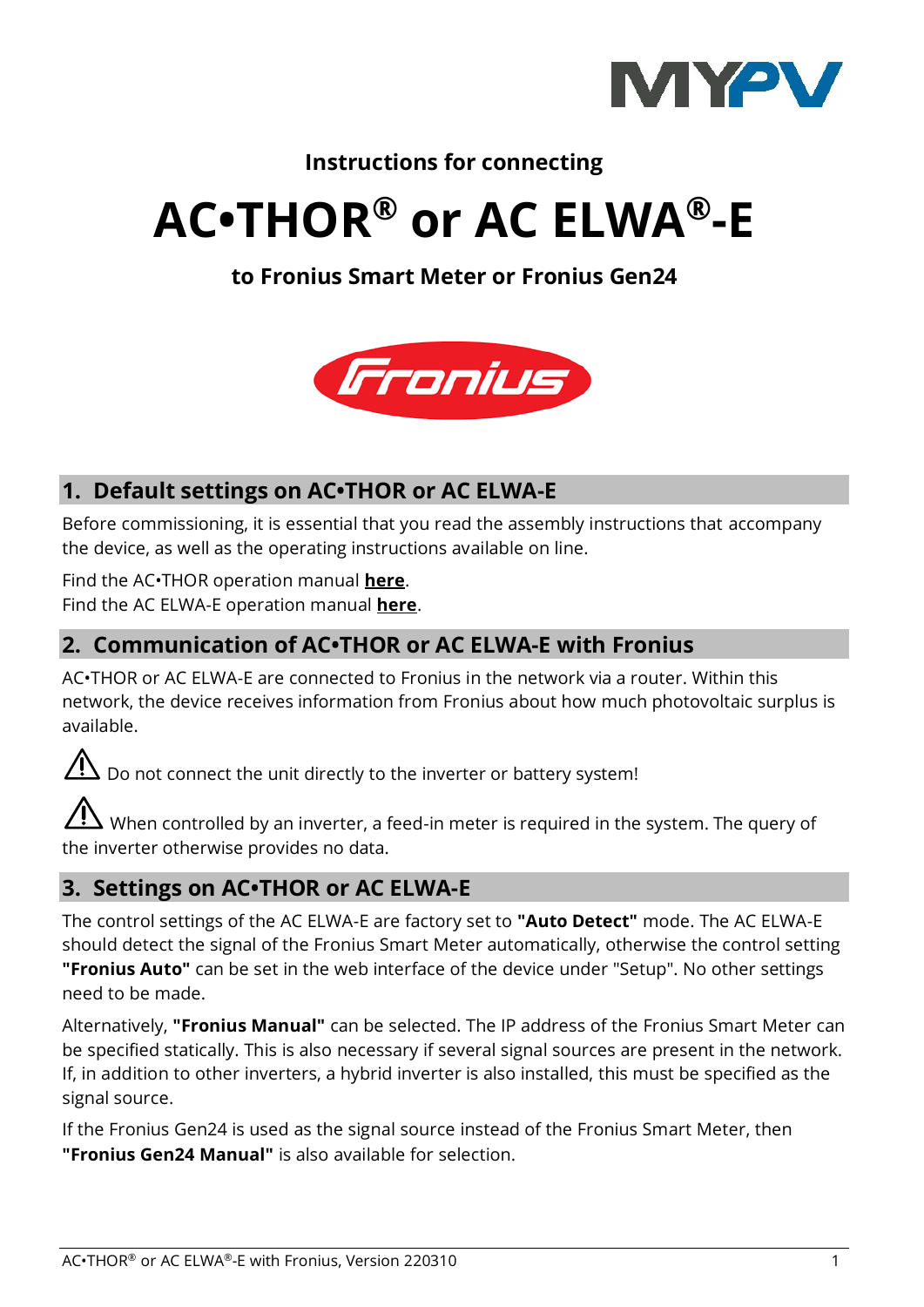Instructions for connecting

# AC•THOR® or AC ELWA®-E

**to Fronius Smart Meter or Fronius Gen24**

## 1. Default settings on AC•THOR or AC ELWA-E

Before commissioning, it is essential that you read the assembly instructions that accompany the device, as well as the operating instructions available on line.

Find the AC•THOR operation manual **here**.
Find the AC ELWA-E operation manual **here**.

## 2. Communication of AC•THOR or AC ELWA-E with Fronius

AC•THOR or AC ELWA-E are connected to Fronius in the network via a router. Within this network, the device receives information from Fronius about how much photovoltaic surplus is available.

⚠ Do not connect the unit directly to the inverter or battery system!

⚠ When controlled by an inverter, a feed-in meter is required in the system. The query of the inverter otherwise provides no data.

## 3. Settings on AC•THOR or AC ELWA-E

The control settings of the AC ELWA-E are factory set to **"Auto Detect"** mode. The AC ELWA-E should detect the signal of the Fronius Smart Meter automatically, otherwise the control setting **"Fronius Auto"** can be set in the web interface of the device under "Setup". No other settings need to be made.

Alternatively, **"Fronius Manual"** can be selected. The IP address of the Fronius Smart Meter can be specified statically. This is also necessary if several signal sources are present in the network. If, in addition to other inverters, a hybrid inverter is also installed, this must be specified as the signal source.

If the Fronius Gen24 is used as the signal source instead of the Fronius Smart Meter, then **"Fronius Gen24 Manual"** is also available for selection.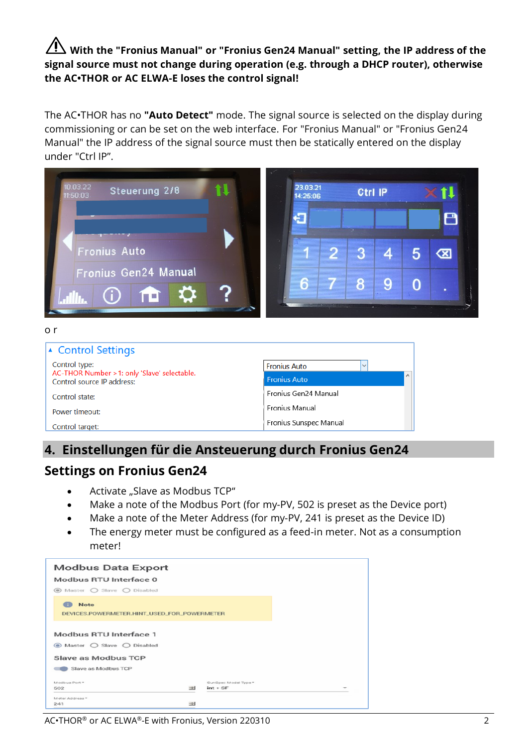⚠ **With the "Fronius Manual" or "Fronius Gen24 Manual" setting, the IP address of the signal source must not change during operation (e.g. through a DHCP router), otherwise the AC•THOR or AC ELWA-E loses the control signal!**

The AC•THOR has no **"Auto Detect"** mode. The signal source is selected on the display during commissioning or can be set on the web interface. For "Fronius Manual" or "Fronius Gen24 Manual" the IP address of the signal source must then be statically entered on the display under "Ctrl IP".

o r

## 4. Einstellungen für die Ansteuerung durch Fronius Gen24

### Settings on Fronius Gen24

- Activate „Slave as Modbus TCP"
- Make a note of the Modbus Port (for my-PV, 502 is preset as the Device port)
- Make a note of the Meter Address (for my-PV, 241 is preset as the Device ID)
- The energy meter must be configured as a feed-in meter. Not as a consumption meter!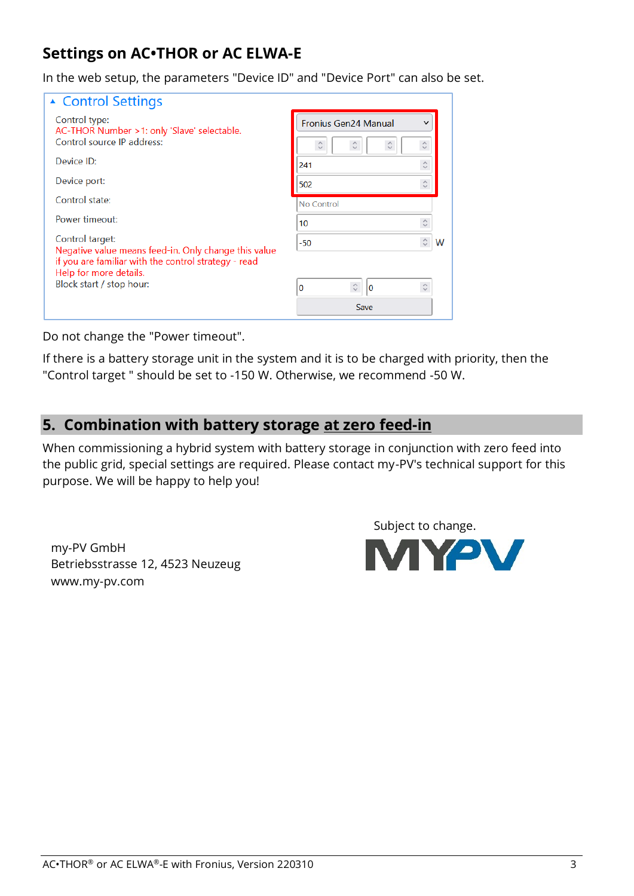### Settings on AC•THOR or AC ELWA-E

In the web setup, the parameters "Device ID" and "Device Port" can also be set.

Control Settings

Control type: Fronius Gen24 Manual
AC-THOR Number > 1: only 'Slave' selectable.
Control source IP address:
Device ID: 241
Device port: 502
Control state: No Control
Power timeout: 10
Control target: -50 W
Negative value means feed-in. Only change this value if you are familiar with the control strategy - read Help for more details.
Block start / stop hour: 0 0
Save

Do not change the "Power timeout".

If there is a battery storage unit in the system and it is to be charged with priority, then the "Control target " should be set to -150 W. Otherwise, we recommend -50 W.

## 5. Combination with battery storage at zero feed-in

When commissioning a hybrid system with battery storage in conjunction with zero feed into the public grid, special settings are required. Please contact my-PV's technical support for this purpose. We will be happy to help you!

Subject to change.

my-PV GmbH
Betriebsstrasse 12, 4523 Neuzeug
www.my-pv.com

MYPV